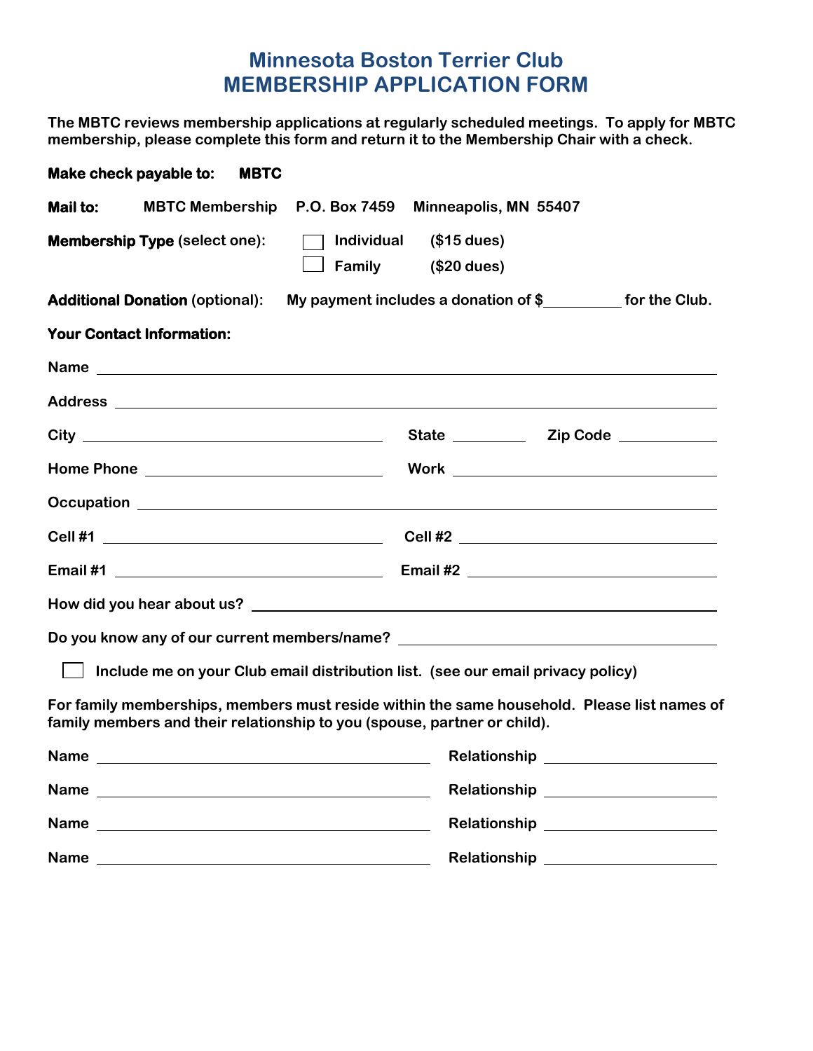# Minnesota Boston Terrier Club
# MEMBERSHIP APPLICATION FORM

**The MBTC reviews membership applications at regularly scheduled meetings. To apply for MBTC membership, please complete this form and return it to the Membership Chair with a check.**

**Make check payable to: MBTC**

**Mail to: MBTC Membership P.O. Box 7459 Minneapolis, MN 55407**

**Membership Type** (select one):

☐ Individual ($15 dues)

☐ Family ($20 dues)

**Additional Donation** (optional): My payment includes a donation of $__________ for the Club.

**Your Contact Information:**

Name ______________________________________________

Address ______________________________________________

City ______________________ State __________ Zip Code ____________

Home Phone ______________________ Work ______________________

Occupation ______________________________________________

Cell #1 ______________________ Cell #2 ______________________

Email #1 ______________________ Email #2 ______________________

How did you hear about us? ______________________________________________

Do you know any of our current members/name? ______________________________

☐ Include me on your Club email distribution list. (see our email privacy policy)

For family memberships, members must reside within the same household. Please list names of family members and their relationship to you (spouse, partner or child).

Name ______________________ Relationship ______________________

Name ______________________ Relationship ______________________

Name ______________________ Relationship ______________________

Name ______________________ Relationship ______________________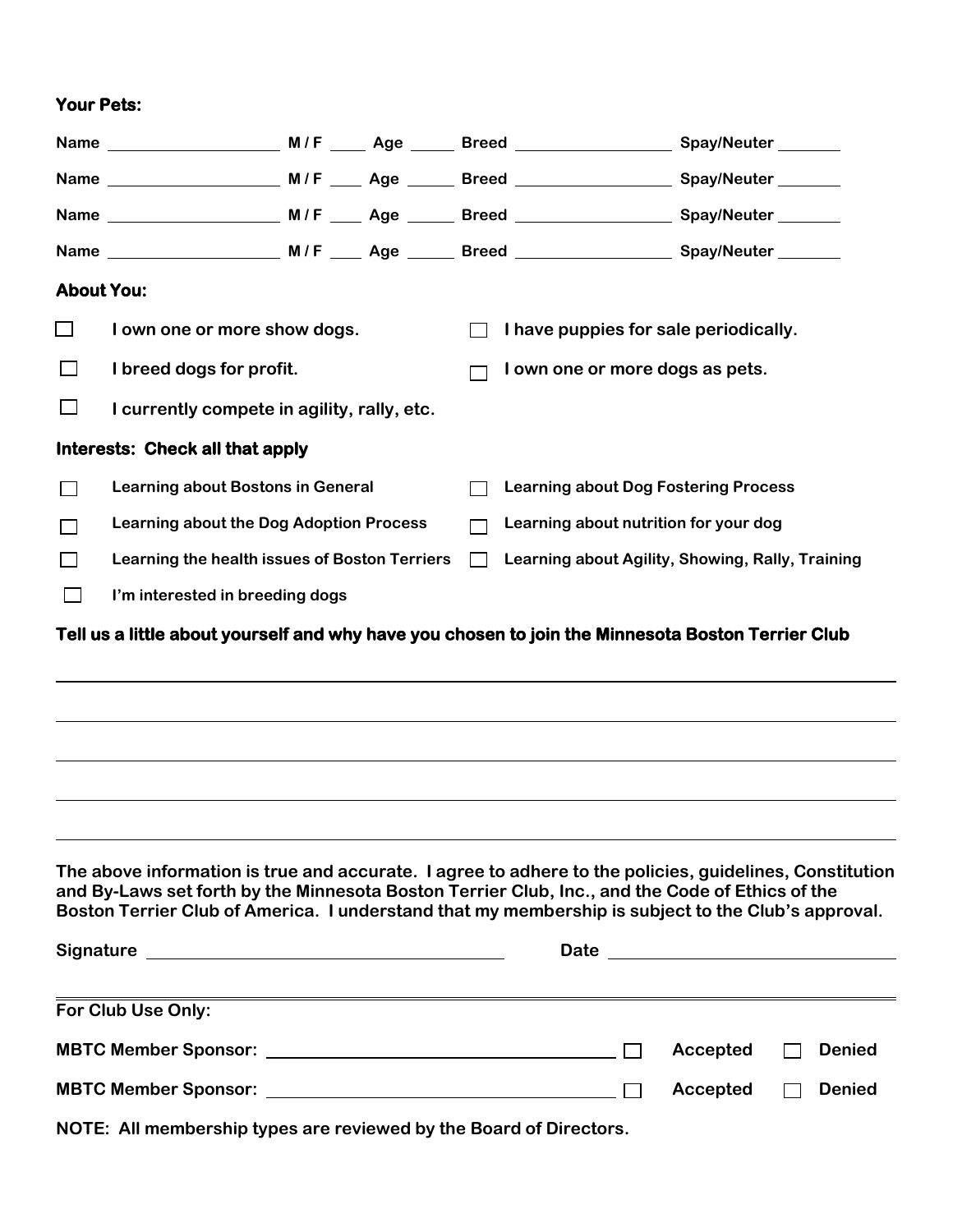**Your Pets:**

Name ____________________ M / F ____ Age _____ Breed __________________ Spay/Neuter _______

Name ____________________ M / F ____ Age _____ Breed __________________ Spay/Neuter _______

Name ____________________ M / F ____ Age _____ Breed __________________ Spay/Neuter _______

Name ____________________ M / F ____ Age _____ Breed __________________ Spay/Neuter _______

**About You:**

- ☐ I own one or more show dogs.
- ☐ I have puppies for sale periodically.
- ☐ I breed dogs for profit.
- ☐ I own one or more dogs as pets.
- ☐ I currently compete in agility, rally, etc.

**Interests: Check all that apply**

- ☐ Learning about Bostons in General
- ☐ Learning about Dog Fostering Process
- ☐ Learning about the Dog Adoption Process
- ☐ Learning about nutrition for your dog
- ☐ Learning the health issues of Boston Terriers
- ☐ Learning about Agility, Showing, Rally, Training
- ☐ I'm interested in breeding dogs

**Tell us a little about yourself and why have you chosen to join the Minnesota Boston Terrier Club**

______________________________________________________________________________

______________________________________________________________________________

______________________________________________________________________________

______________________________________________________________________________

______________________________________________________________________________

**The above information is true and accurate. I agree to adhere to the policies, guidelines, Constitution and By-Laws set forth by the Minnesota Boston Terrier Club, Inc., and the Code of Ethics of the Boston Terrier Club of America. I understand that my membership is subject to the Club's approval.**

Signature ______________________________ Date ______________________

---

**For Club Use Only:**

MBTC Member Sponsor: ______________________________ ☐ Accepted ☐ Denied

MBTC Member Sponsor: ______________________________ ☐ Accepted ☐ Denied

**NOTE: All membership types are reviewed by the Board of Directors.**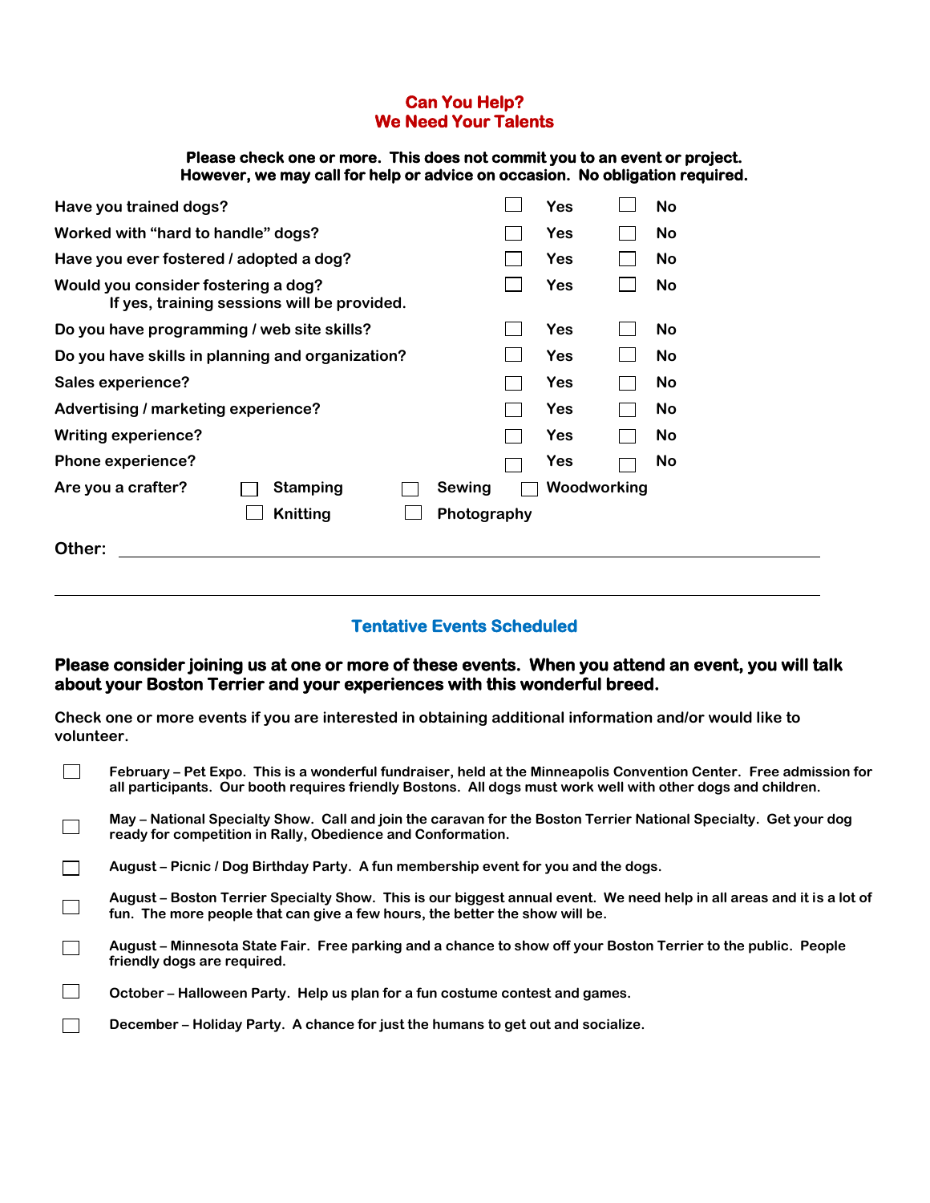## Can You Help?
## We Need Your Talents

**Please check one or more. This does not commit you to an event or project. However, we may call for help or advice on occasion. No obligation required.**

| | | |
|---|---|---|
| Have you trained dogs? | ☐ Yes | ☐ No |
| Worked with "hard to handle" dogs? | ☐ Yes | ☐ No |
| Have you ever fostered / adopted a dog? | ☐ Yes | ☐ No |
| Would you consider fostering a dog? If yes, training sessions will be provided. | ☐ Yes | ☐ No |
| Do you have programming / web site skills? | ☐ Yes | ☐ No |
| Do you have skills in planning and organization? | ☐ Yes | ☐ No |
| Sales experience? | ☐ Yes | ☐ No |
| Advertising / marketing experience? | ☐ Yes | ☐ No |
| Writing experience? | ☐ Yes | ☐ No |
| Phone experience? | ☐ Yes | ☐ No |

Are you a crafter? ☐ Stamping ☐ Sewing ☐ Woodworking ☐ Knitting ☐ Photography

Other: ______________________________________________

______________________________________________

## Tentative Events Scheduled

**Please consider joining us at one or more of these events. When you attend an event, you will talk about your Boston Terrier and your experiences with this wonderful breed.**

Check one or more events if you are interested in obtaining additional information and/or would like to volunteer.

- ☐ February – Pet Expo. This is a wonderful fundraiser, held at the Minneapolis Convention Center. Free admission for all participants. Our booth requires friendly Bostons. All dogs must work well with other dogs and children.
- ☐ May – National Specialty Show. Call and join the caravan for the Boston Terrier National Specialty. Get your dog ready for competition in Rally, Obedience and Conformation.
- ☐ August – Picnic / Dog Birthday Party. A fun membership event for you and the dogs.
- ☐ August – Boston Terrier Specialty Show. This is our biggest annual event. We need help in all areas and it is a lot of fun. The more people that can give a few hours, the better the show will be.
- ☐ August – Minnesota State Fair. Free parking and a chance to show off your Boston Terrier to the public. People friendly dogs are required.
- ☐ October – Halloween Party. Help us plan for a fun costume contest and games.
- ☐ December – Holiday Party. A chance for just the humans to get out and socialize.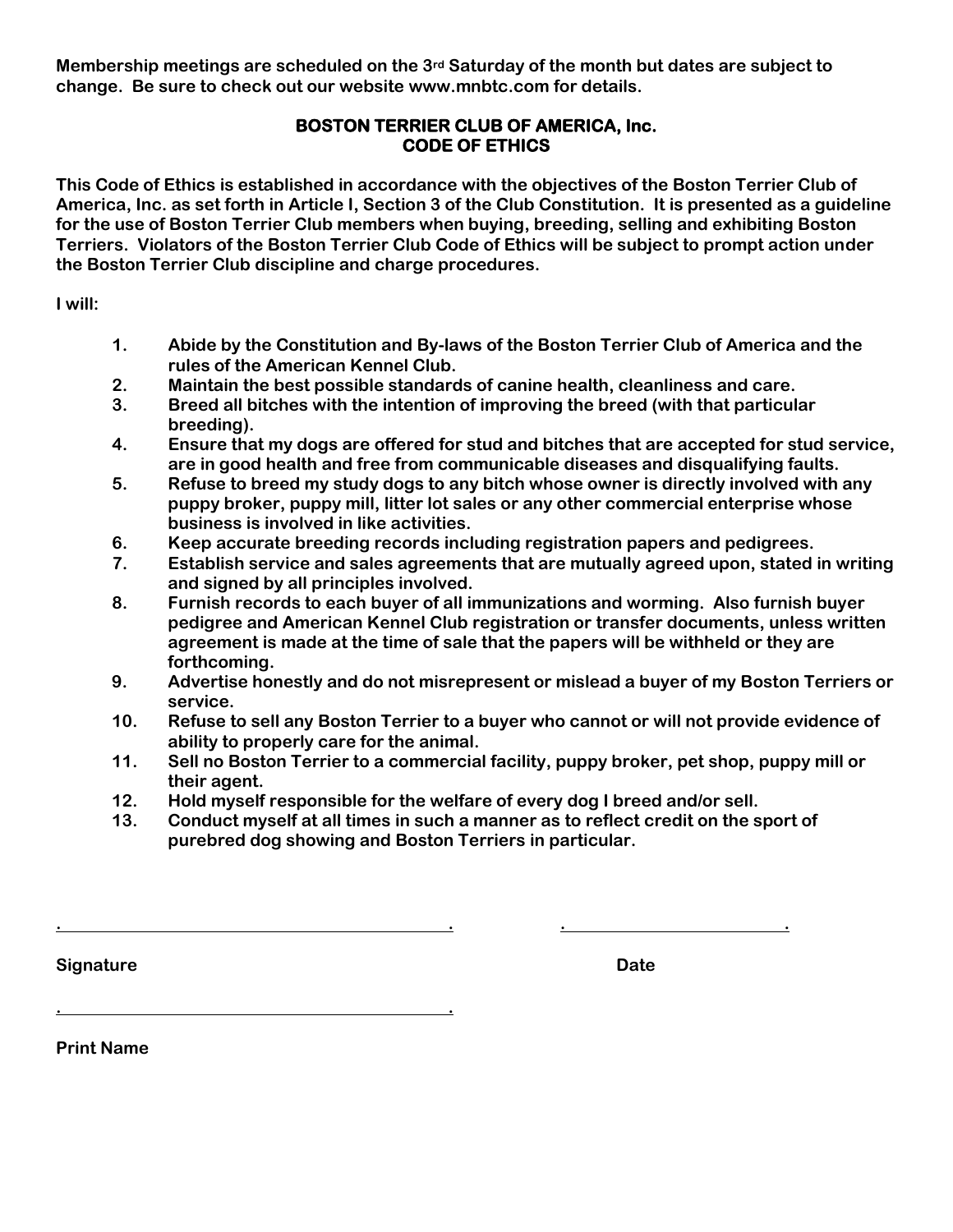**Membership meetings are scheduled on the 3rd Saturday of the month but dates are subject to change. Be sure to check out our website www.mnbtc.com for details.**

## BOSTON TERRIER CLUB OF AMERICA, Inc.
## CODE OF ETHICS

**This Code of Ethics is established in accordance with the objectives of the Boston Terrier Club of America, Inc. as set forth in Article I, Section 3 of the Club Constitution. It is presented as a guideline for the use of Boston Terrier Club members when buying, breeding, selling and exhibiting Boston Terriers. Violators of the Boston Terrier Club Code of Ethics will be subject to prompt action under the Boston Terrier Club discipline and charge procedures.**

**I will:**

1. **Abide by the Constitution and By-laws of the Boston Terrier Club of America and the rules of the American Kennel Club.**
2. **Maintain the best possible standards of canine health, cleanliness and care.**
3. **Breed all bitches with the intention of improving the breed (with that particular breeding).**
4. **Ensure that my dogs are offered for stud and bitches that are accepted for stud service, are in good health and free from communicable diseases and disqualifying faults.**
5. **Refuse to breed my study dogs to any bitch whose owner is directly involved with any puppy broker, puppy mill, litter lot sales or any other commercial enterprise whose business is involved in like activities.**
6. **Keep accurate breeding records including registration papers and pedigrees.**
7. **Establish service and sales agreements that are mutually agreed upon, stated in writing and signed by all principles involved.**
8. **Furnish records to each buyer of all immunizations and worming. Also furnish buyer pedigree and American Kennel Club registration or transfer documents, unless written agreement is made at the time of sale that the papers will be withheld or they are forthcoming.**
9. **Advertise honestly and do not misrepresent or mislead a buyer of my Boston Terriers or service.**
10. **Refuse to sell any Boston Terrier to a buyer who cannot or will not provide evidence of ability to properly care for the animal.**
11. **Sell no Boston Terrier to a commercial facility, puppy broker, pet shop, puppy mill or their agent.**
12. **Hold myself responsible for the welfare of every dog I breed and/or sell.**
13. **Conduct myself at all times in such a manner as to reflect credit on the sport of purebred dog showing and Boston Terriers in particular.**

______________________________________________  ____________________________

**Signature** **Date**

______________________________________________

**Print Name**